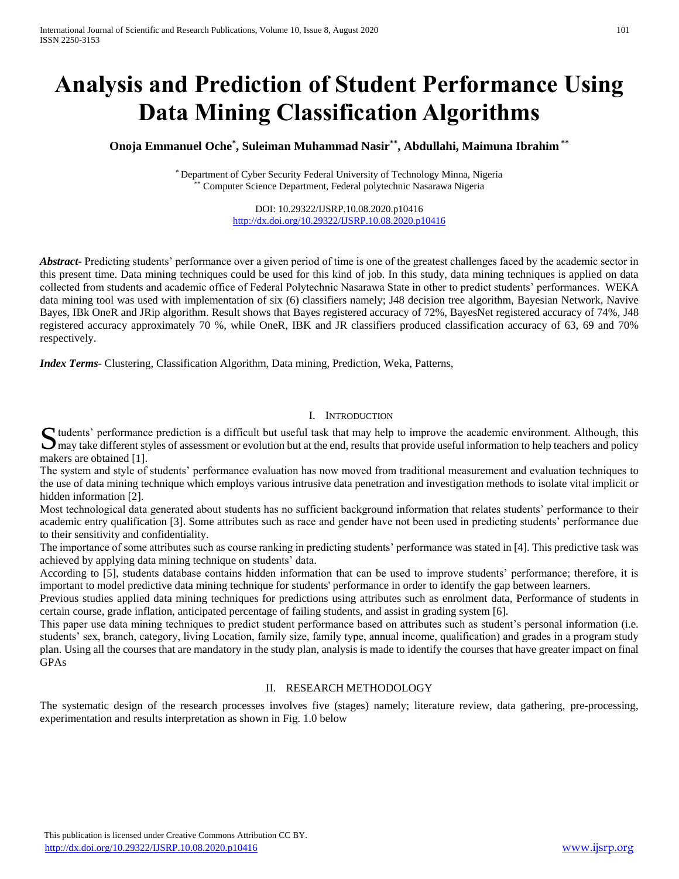# Analysis and Prediction of Student Performance Using Data Mining Classification Algorithms

**Onoja Emmanuel Oche[*], Suleiman Muhammad Nasir[**], Abdullahi, Maimuna Ibrahim[**]**

[*] Department of Cyber Security Federal University of Technology Minna, Nigeria
[**] Computer Science Department, Federal polytechnic Nasarawa Nigeria

DOI: 10.29322/IJSRP.10.08.2020.p10416
http://dx.doi.org/10.29322/IJSRP.10.08.2020.p10416

***Abstract***- Predicting students' performance over a given period of time is one of the greatest challenges faced by the academic sector in this present time. Data mining techniques could be used for this kind of job. In this study, data mining techniques is applied on data collected from students and academic office of Federal Polytechnic Nasarawa State in other to predict students' performances. WEKA data mining tool was used with implementation of six (6) classifiers namely; J48 decision tree algorithm, Bayesian Network, Navive Bayes, IBk OneR and JRip algorithm. Result shows that Bayes registered accuracy of 72%, BayesNet registered accuracy of 74%, J48 registered accuracy approximately 70 %, while OneR, IBK and JR classifiers produced classification accuracy of 63, 69 and 70% respectively.

***Index Terms***- Clustering, Classification Algorithm, Data mining, Prediction, Weka, Patterns,

## I. Introduction

Students' performance prediction is a difficult but useful task that may help to improve the academic environment. Although, this may take different styles of assessment or evolution but at the end, results that provide useful information to help teachers and policy makers are obtained [1].

The system and style of students' performance evaluation has now moved from traditional measurement and evaluation techniques to the use of data mining technique which employs various intrusive data penetration and investigation methods to isolate vital implicit or hidden information [2].

Most technological data generated about students has no sufficient background information that relates students' performance to their academic entry qualification [3]. Some attributes such as race and gender have not been used in predicting students' performance due to their sensitivity and confidentiality.

The importance of some attributes such as course ranking in predicting students' performance was stated in [4]. This predictive task was achieved by applying data mining technique on students' data.

According to [5], students database contains hidden information that can be used to improve students' performance; therefore, it is important to model predictive data mining technique for students' performance in order to identify the gap between learners.

Previous studies applied data mining techniques for predictions using attributes such as enrolment data, Performance of students in certain course, grade inflation, anticipated percentage of failing students, and assist in grading system [6].

This paper use data mining techniques to predict student performance based on attributes such as student's personal information (i.e. students' sex, branch, category, living Location, family size, family type, annual income, qualification) and grades in a program study plan. Using all the courses that are mandatory in the study plan, analysis is made to identify the courses that have greater impact on final GPAs

## II. Research Methodology

The systematic design of the research processes involves five (stages) namely; literature review, data gathering, pre-processing, experimentation and results interpretation as shown in Fig. 1.0 below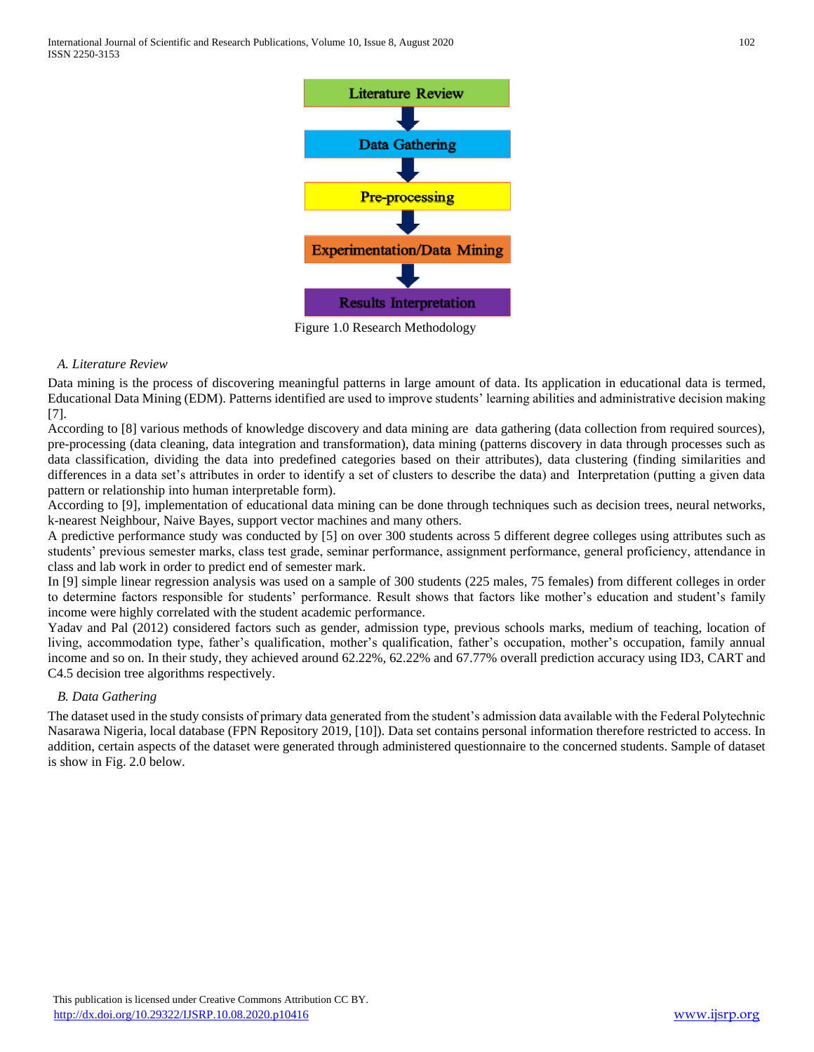Figure 1.0 Research Methodology

*A. Literature Review*

Data mining is the process of discovering meaningful patterns in large amount of data. Its application in educational data is termed, Educational Data Mining (EDM). Patterns identified are used to improve students' learning abilities and administrative decision making [7].

According to [8] various methods of knowledge discovery and data mining are data gathering (data collection from required sources), pre-processing (data cleaning, data integration and transformation), data mining (patterns discovery in data through processes such as data classification, dividing the data into predefined categories based on their attributes), data clustering (finding similarities and differences in a data set's attributes in order to identify a set of clusters to describe the data) and Interpretation (putting a given data pattern or relationship into human interpretable form).

According to [9], implementation of educational data mining can be done through techniques such as decision trees, neural networks, k-nearest Neighbour, Naive Bayes, support vector machines and many others.

A predictive performance study was conducted by [5] on over 300 students across 5 different degree colleges using attributes such as students' previous semester marks, class test grade, seminar performance, assignment performance, general proficiency, attendance in class and lab work in order to predict end of semester mark.

In [9] simple linear regression analysis was used on a sample of 300 students (225 males, 75 females) from different colleges in order to determine factors responsible for students' performance. Result shows that factors like mother's education and student's family income were highly correlated with the student academic performance.

Yadav and Pal (2012) considered factors such as gender, admission type, previous schools marks, medium of teaching, location of living, accommodation type, father's qualification, mother's qualification, father's occupation, mother's occupation, family annual income and so on. In their study, they achieved around 62.22%, 62.22% and 67.77% overall prediction accuracy using ID3, CART and C4.5 decision tree algorithms respectively.

*B. Data Gathering*

The dataset used in the study consists of primary data generated from the student's admission data available with the Federal Polytechnic Nasarawa Nigeria, local database (FPN Repository 2019, [10]). Data set contains personal information therefore restricted to access. In addition, certain aspects of the dataset were generated through administered questionnaire to the concerned students. Sample of dataset is show in Fig. 2.0 below.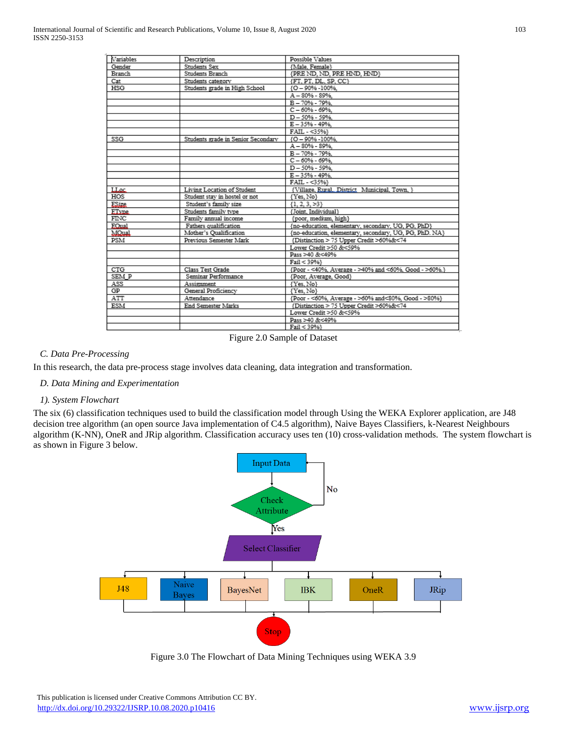| Variables | Description | Possible Values |
|---|---|---|
| Gender | Students Sex | {Male, Female} |
| Branch | Students Branch | {PRE ND, ND, PRE HND, HND} |
| Cat | Students category | {FT, PT, DL, SP, CC} |
| HSG | Students grade in High School | {O – 90% -100%, |
| | | A – 80% - 89%, |
| | | B – 70% - 79%, |
| | | C – 60% - 69%, |
| | | D – 50% - 59%, |
| | | E – 35% - 49%, |
| | | FAIL - <35%} |
| SSG | Students grade in Senior Secondary | {O – 90% -100%, |
| | | A – 80% - 89%, |
| | | B – 70% - 79%, |
| | | C – 60% - 69%, |
| | | D – 50% - 59%, |
| | | E – 35% - 49%, |
| | | FAIL - <35%} |
| LLoc | Living Location of Student | {Village, Rural, District Municipal, Town, } |
| HOS | Student stay in hostel or not | {Yes, No} |
| FSize | Student's family size | {1, 2, 3, >3} |
| FType | Students family type | {Joint, Individual} |
| FINC | Family annual income | {poor, medium, high} |
| FQual | Fathers qualification | {no-education, elementary, secondary, UG, PG, PhD} |
| MQual | Mother's Qualification | {no-education, elementary, secondary, UG, PG, PhD. NA} |
| PSM | Previous Semester Mark | {Distinction > 75 Upper Credit >60%&<74 |
| | | Lower Credit >50 &<59% |
| | | Pass >40 &<49% |
| | | Fail < 39%} |
| CTG | Class Test Grade | {Poor - <40%, Average - >40% and <60%, Good - >60%.} |
| SEM_P | Seminar Performance | {Poor, Average, Good} |
| ASS | Assignment | {Yes, No} |
| GP | General Proficiency | {Yes, No} |
| ATT | Attendance | {Poor - <60%, Average - >60% and<80%, Good - >80%} |
| ESM | End Semester Marks | {Distinction > 75 Upper Credit >60%&<74 |
| | | Lower Credit >50 &<59% |
| | | Pass >40 &<49% |
| | | Fail < 39%} |

Figure 2.0 Sample of Dataset

*C. Data Pre-Processing*

In this research, the data pre-process stage involves data cleaning, data integration and transformation.

*D. Data Mining and Experimentation*

*1). System Flowchart*

The six (6) classification techniques used to build the classification model through Using the WEKA Explorer application, are J48 decision tree algorithm (an open source Java implementation of C4.5 algorithm), Naive Bayes Classifiers, k-Nearest Neighbours algorithm (K-NN), OneR and JRip algorithm. Classification accuracy uses ten (10) cross-validation methods. The system flowchart is as shown in Figure 3 below.

Input Data → Check Attribute (No → Input Data; Yes →) Select Classifier → J48 | Naive Bayes | BayesNet | IBK | OneR | JRip → Stop

Figure 3.0 The Flowchart of Data Mining Techniques using WEKA 3.9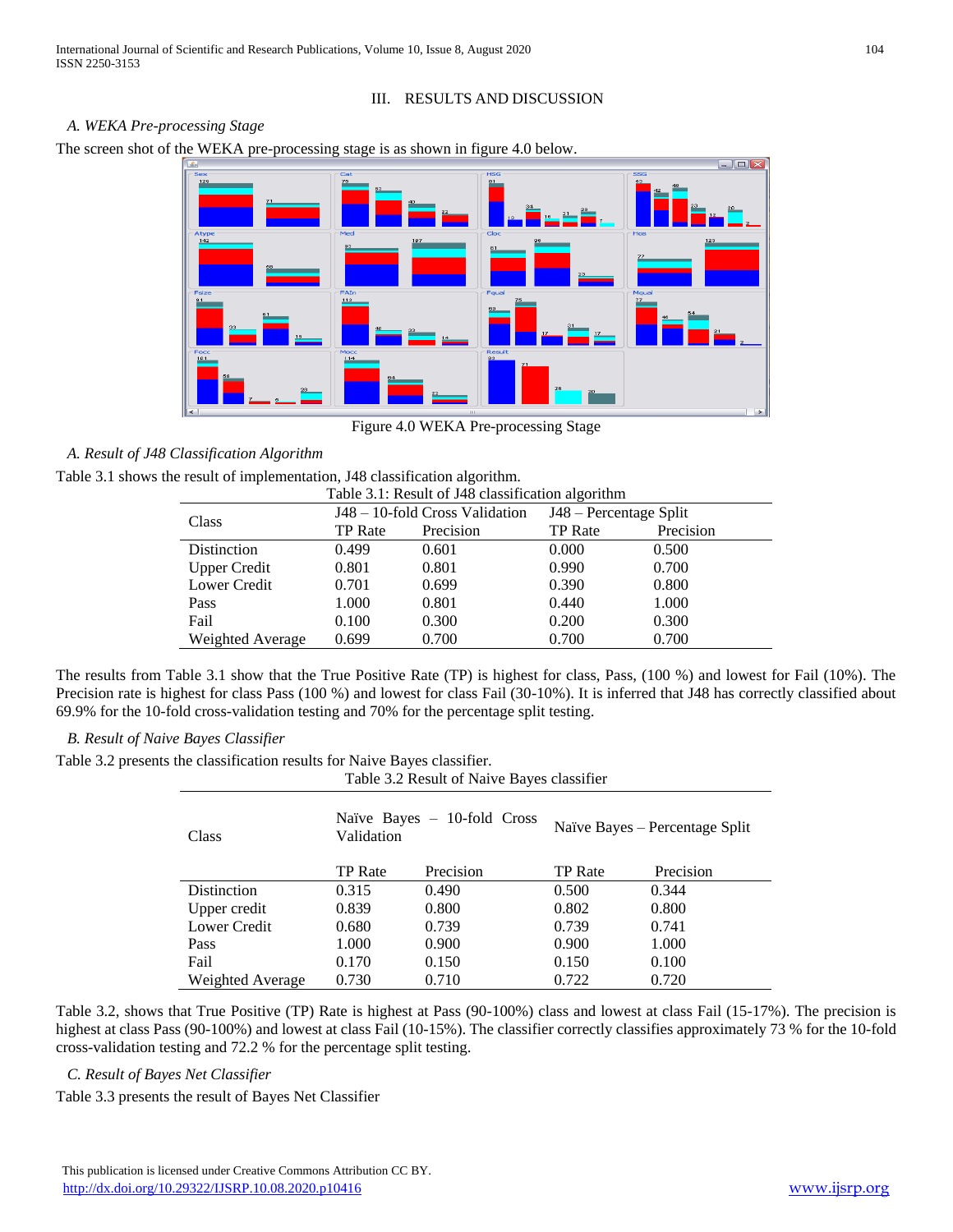## III. RESULTS AND DISCUSSION

### A. WEKA Pre-processing Stage

The screen shot of the WEKA pre-processing stage is as shown in figure 4.0 below.

Figure 4.0 WEKA Pre-processing Stage

### A. Result of J48 Classification Algorithm

Table 3.1 shows the result of implementation, J48 classification algorithm.

Table 3.1: Result of J48 classification algorithm

| Class | J48 – 10-fold Cross Validation | | J48 – Percentage Split | |
|---|---|---|---|---|
| | TP Rate | Precision | TP Rate | Precision |
| Distinction | 0.499 | 0.601 | 0.000 | 0.500 |
| Upper Credit | 0.801 | 0.801 | 0.990 | 0.700 |
| Lower Credit | 0.701 | 0.699 | 0.390 | 0.800 |
| Pass | 1.000 | 0.801 | 0.440 | 1.000 |
| Fail | 0.100 | 0.300 | 0.200 | 0.300 |
| Weighted Average | 0.699 | 0.700 | 0.700 | 0.700 |

The results from Table 3.1 show that the True Positive Rate (TP) is highest for class, Pass, (100 %) and lowest for Fail (10%). The Precision rate is highest for class Pass (100 %) and lowest for class Fail (30-10%). It is inferred that J48 has correctly classified about 69.9% for the 10-fold cross-validation testing and 70% for the percentage split testing.

### B. Result of Naive Bayes Classifier

Table 3.2 presents the classification results for Naive Bayes classifier.

Table 3.2 Result of Naive Bayes classifier

| Class | Naïve Bayes – 10-fold Cross Validation | | Naïve Bayes – Percentage Split | |
|---|---|---|---|---|
| | TP Rate | Precision | TP Rate | Precision |
| Distinction | 0.315 | 0.490 | 0.500 | 0.344 |
| Upper credit | 0.839 | 0.800 | 0.802 | 0.800 |
| Lower Credit | 0.680 | 0.739 | 0.739 | 0.741 |
| Pass | 1.000 | 0.900 | 0.900 | 1.000 |
| Fail | 0.170 | 0.150 | 0.150 | 0.100 |
| Weighted Average | 0.730 | 0.710 | 0.722 | 0.720 |

Table 3.2, shows that True Positive (TP) Rate is highest at Pass (90-100%) class and lowest at class Fail (15-17%). The precision is highest at class Pass (90-100%) and lowest at class Fail (10-15%). The classifier correctly classifies approximately 73 % for the 10-fold cross-validation testing and 72.2 % for the percentage split testing.

### C. Result of Bayes Net Classifier

Table 3.3 presents the result of Bayes Net Classifier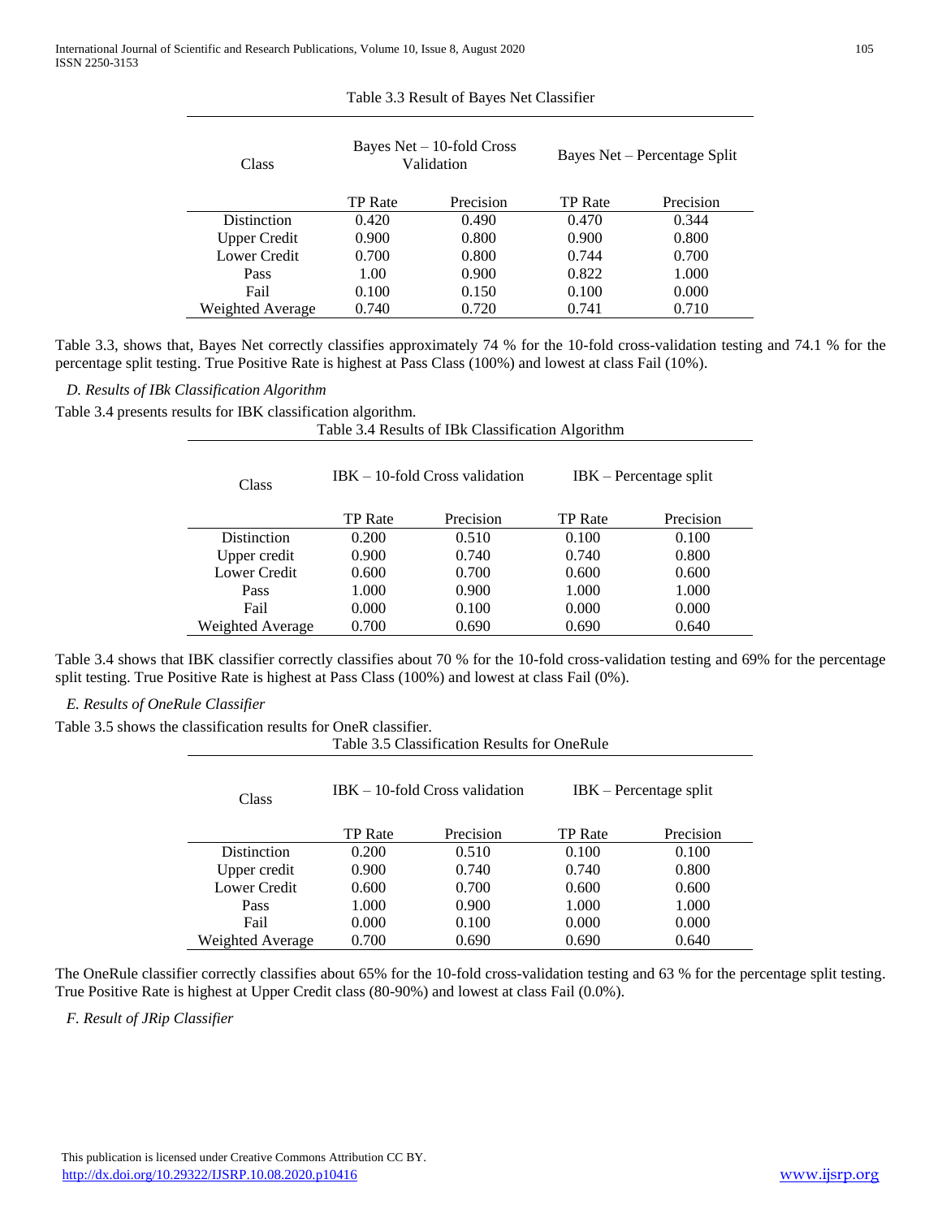Table 3.3 Result of Bayes Net Classifier

| Class | Bayes Net – 10-fold Cross Validation | | Bayes Net – Percentage Split | |
|---|---|---|---|---|
| | TP Rate | Precision | TP Rate | Precision |
| Distinction | 0.420 | 0.490 | 0.470 | 0.344 |
| Upper Credit | 0.900 | 0.800 | 0.900 | 0.800 |
| Lower Credit | 0.700 | 0.800 | 0.744 | 0.700 |
| Pass | 1.00 | 0.900 | 0.822 | 1.000 |
| Fail | 0.100 | 0.150 | 0.100 | 0.000 |
| Weighted Average | 0.740 | 0.720 | 0.741 | 0.710 |

Table 3.3, shows that, Bayes Net correctly classifies approximately 74 % for the 10-fold cross-validation testing and 74.1 % for the percentage split testing. True Positive Rate is highest at Pass Class (100%) and lowest at class Fail (10%).

*D. Results of IBk Classification Algorithm*

Table 3.4 presents results for IBK classification algorithm.

Table 3.4 Results of IBk Classification Algorithm

| Class | IBK – 10-fold Cross validation | | IBK – Percentage split | |
|---|---|---|---|---|
| | TP Rate | Precision | TP Rate | Precision |
| Distinction | 0.200 | 0.510 | 0.100 | 0.100 |
| Upper credit | 0.900 | 0.740 | 0.740 | 0.800 |
| Lower Credit | 0.600 | 0.700 | 0.600 | 0.600 |
| Pass | 1.000 | 0.900 | 1.000 | 1.000 |
| Fail | 0.000 | 0.100 | 0.000 | 0.000 |
| Weighted Average | 0.700 | 0.690 | 0.690 | 0.640 |

Table 3.4 shows that IBK classifier correctly classifies about 70 % for the 10-fold cross-validation testing and 69% for the percentage split testing. True Positive Rate is highest at Pass Class (100%) and lowest at class Fail (0%).

*E. Results of OneRule Classifier*

Table 3.5 shows the classification results for OneR classifier.

Table 3.5 Classification Results for OneRule

| Class | IBK – 10-fold Cross validation | | IBK – Percentage split | |
|---|---|---|---|---|
| | TP Rate | Precision | TP Rate | Precision |
| Distinction | 0.200 | 0.510 | 0.100 | 0.100 |
| Upper credit | 0.900 | 0.740 | 0.740 | 0.800 |
| Lower Credit | 0.600 | 0.700 | 0.600 | 0.600 |
| Pass | 1.000 | 0.900 | 1.000 | 1.000 |
| Fail | 0.000 | 0.100 | 0.000 | 0.000 |
| Weighted Average | 0.700 | 0.690 | 0.690 | 0.640 |

The OneRule classifier correctly classifies about 65% for the 10-fold cross-validation testing and 63 % for the percentage split testing. True Positive Rate is highest at Upper Credit class (80-90%) and lowest at class Fail (0.0%).

*F. Result of JRip Classifier*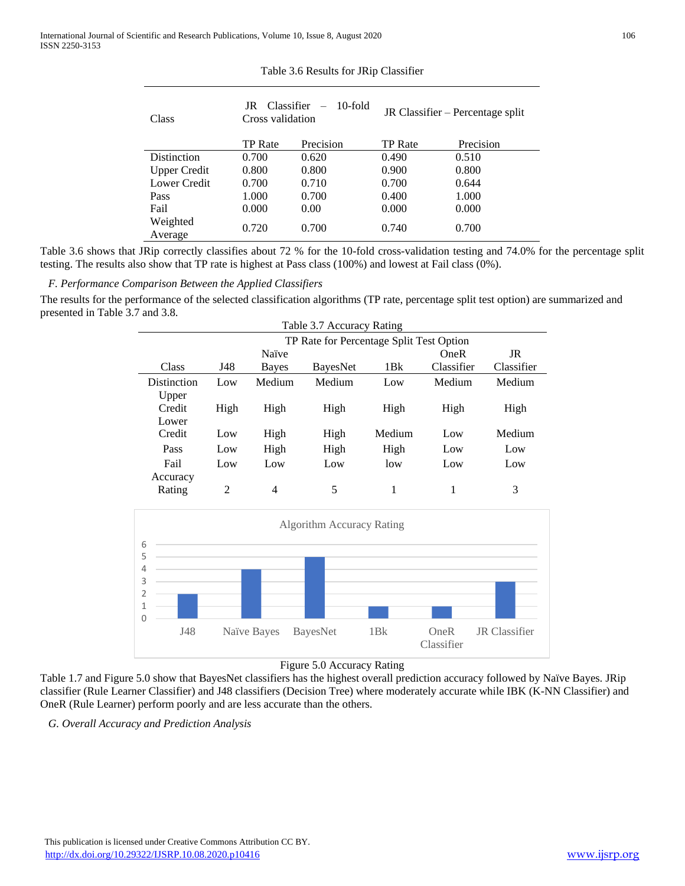Table 3.6 Results for JRip Classifier

| Class | JR Classifier – 10-fold Cross validation | | JR Classifier – Percentage split | |
|---|---|---|---|---|
| | TP Rate | Precision | TP Rate | Precision |
| Distinction | 0.700 | 0.620 | 0.490 | 0.510 |
| Upper Credit | 0.800 | 0.800 | 0.900 | 0.800 |
| Lower Credit | 0.700 | 0.710 | 0.700 | 0.644 |
| Pass | 1.000 | 0.700 | 0.400 | 1.000 |
| Fail | 0.000 | 0.00 | 0.000 | 0.000 |
| Weighted Average | 0.720 | 0.700 | 0.740 | 0.700 |

Table 3.6 shows that JRip correctly classifies about 72 % for the 10-fold cross-validation testing and 74.0% for the percentage split testing. The results also show that TP rate is highest at Pass class (100%) and lowest at Fail class (0%).

### *F. Performance Comparison Between the Applied Classifiers*

The results for the performance of the selected classification algorithms (TP rate, percentage split test option) are summarized and presented in Table 3.7 and 3.8.

Table 3.7 Accuracy Rating

| Class | TP Rate for Percentage Split Test Option | | | | | |
|---|---|---|---|---|---|---|
| | J48 | Naïve Bayes | BayesNet | 1Bk | OneR Classifier | JR Classifier |
| Distinction | Low | Medium | Medium | Low | Medium | Medium |
| Upper Credit | High | High | High | High | High | High |
| Lower Credit | Low | High | High | Medium | Low | Medium |
| Pass | Low | High | High | High | Low | Low |
| Fail | Low | Low | Low | low | Low | Low |
| Accuracy Rating | 2 | 4 | 5 | 1 | 1 | 3 |

Figure 5.0 Accuracy Rating

Table 1.7 and Figure 5.0 show that BayesNet classifiers has the highest overall prediction accuracy followed by Naïve Bayes. JRip classifier (Rule Learner Classifier) and J48 classifiers (Decision Tree) where moderately accurate while IBK (K-NN Classifier) and OneR (Rule Learner) perform poorly and are less accurate than the others.

### *G. Overall Accuracy and Prediction Analysis*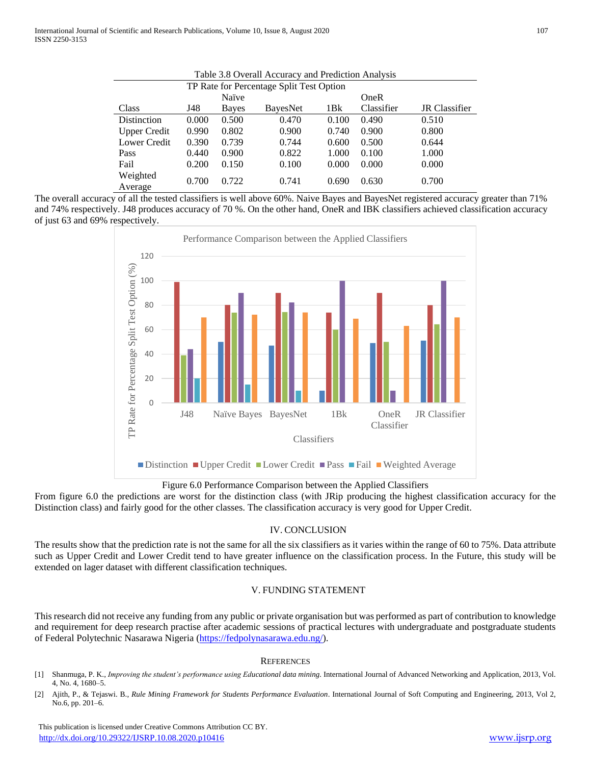Table 3.8 Overall Accuracy and Prediction Analysis

| TP Rate for Percentage Split Test Option | | | | | | |
|---|---|---|---|---|---|---|
| Class | J48 | Naïve Bayes | BayesNet | 1Bk | OneR Classifier | JR Classifier |
| Distinction | 0.000 | 0.500 | 0.470 | 0.100 | 0.490 | 0.510 |
| Upper Credit | 0.990 | 0.802 | 0.900 | 0.740 | 0.900 | 0.800 |
| Lower Credit | 0.390 | 0.739 | 0.744 | 0.600 | 0.500 | 0.644 |
| Pass | 0.440 | 0.900 | 0.822 | 1.000 | 0.100 | 1.000 |
| Fail | 0.200 | 0.150 | 0.100 | 0.000 | 0.000 | 0.000 |
| Weighted Average | 0.700 | 0.722 | 0.741 | 0.690 | 0.630 | 0.700 |

The overall accuracy of all the tested classifiers is well above 60%. Naive Bayes and BayesNet registered accuracy greater than 71% and 74% respectively. J48 produces accuracy of 70 %. On the other hand, OneR and IBK classifiers achieved classification accuracy of just 63 and 69% respectively.

Figure 6.0 Performance Comparison between the Applied Classifiers

From figure 6.0 the predictions are worst for the distinction class (with JRip producing the highest classification accuracy for the Distinction class) and fairly good for the other classes. The classification accuracy is very good for Upper Credit.

## IV. CONCLUSION

The results show that the prediction rate is not the same for all the six classifiers as it varies within the range of 60 to 75%. Data attribute such as Upper Credit and Lower Credit tend to have greater influence on the classification process. In the Future, this study will be extended on lager dataset with different classification techniques.

## V. FUNDING STATEMENT

This research did not receive any funding from any public or private organisation but was performed as part of contribution to knowledge and requirement for deep research practise after academic sessions of practical lectures with undergraduate and postgraduate students of Federal Polytechnic Nasarawa Nigeria (https://fedpolynasarawa.edu.ng/).

## REFERENCES

[1] Shanmuga, P. K., *Improving the student's performance using Educational data mining.* International Journal of Advanced Networking and Application, 2013, Vol. 4, No. 4, 1680–5.

[2] Ajith, P., & Tejaswi. B., *Rule Mining Framework for Students Performance Evaluation*. International Journal of Soft Computing and Engineering, 2013, Vol 2, No.6, pp. 201–6.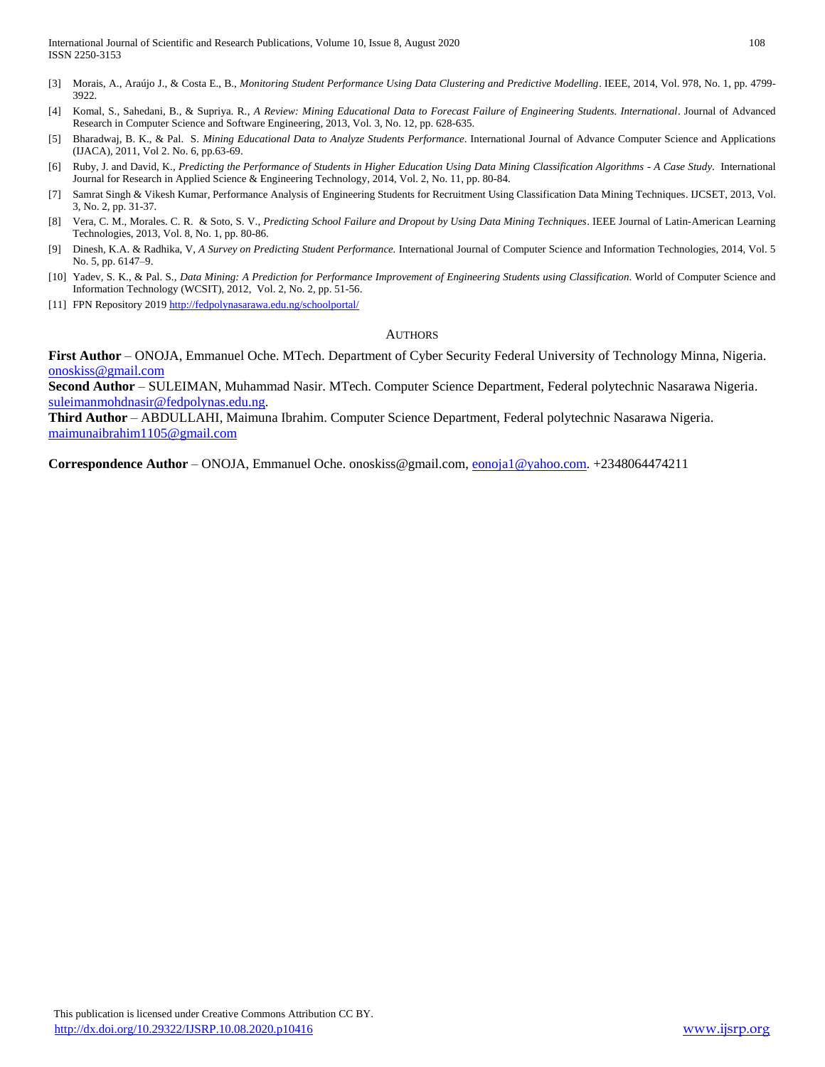[3] Morais, A., Araújo J., & Costa E., B., *Monitoring Student Performance Using Data Clustering and Predictive Modelling*. IEEE, 2014, Vol. 978, No. 1, pp. 4799-3922.

[4] Komal, S., Sahedani, B., & Supriya. R., *A Review: Mining Educational Data to Forecast Failure of Engineering Students. International*. Journal of Advanced Research in Computer Science and Software Engineering, 2013, Vol. 3, No. 12, pp. 628-635.

[5] Bharadwaj, B. K., & Pal. S. *Mining Educational Data to Analyze Students Performance*. International Journal of Advance Computer Science and Applications (IJACA), 2011, Vol 2. No. 6, pp.63-69.

[6] Ruby, J. and David, K., *Predicting the Performance of Students in Higher Education Using Data Mining Classification Algorithms - A Case Study*. International Journal for Research in Applied Science & Engineering Technology, 2014, Vol. 2, No. 11, pp. 80-84.

[7] Samrat Singh & Vikesh Kumar, Performance Analysis of Engineering Students for Recruitment Using Classification Data Mining Techniques. IJCSET, 2013, Vol. 3, No. 2, pp. 31-37.

[8] Vera, C. M., Morales. C. R. & Soto, S. V., *Predicting School Failure and Dropout by Using Data Mining Techniques*. IEEE Journal of Latin-American Learning Technologies, 2013, Vol. 8, No. 1, pp. 80-86.

[9] Dinesh, K.A. & Radhika, V, *A Survey on Predicting Student Performance.* International Journal of Computer Science and Information Technologies, 2014, Vol. 5 No. 5, pp. 6147–9.

[10] Yadev, S. K., & Pal. S., *Data Mining: A Prediction for Performance Improvement of Engineering Students using Classification*. World of Computer Science and Information Technology (WCSIT), 2012, Vol. 2, No. 2, pp. 51-56.

[11] FPN Repository 2019 http://fedpolynasarawa.edu.ng/schoolportal/

## Authors

**First Author** – ONOJA, Emmanuel Oche. MTech. Department of Cyber Security Federal University of Technology Minna, Nigeria. onoskiss@gmail.com

**Second Author** – SULEIMAN, Muhammad Nasir. MTech. Computer Science Department, Federal polytechnic Nasarawa Nigeria. suleimanmohdnasir@fedpolynas.edu.ng.

**Third Author** – ABDULLAHI, Maimuna Ibrahim. Computer Science Department, Federal polytechnic Nasarawa Nigeria. maimunaibrahim1105@gmail.com

**Correspondence Author** – ONOJA, Emmanuel Oche. onoskiss@gmail.com, eonoja1@yahoo.com. +2348064474211